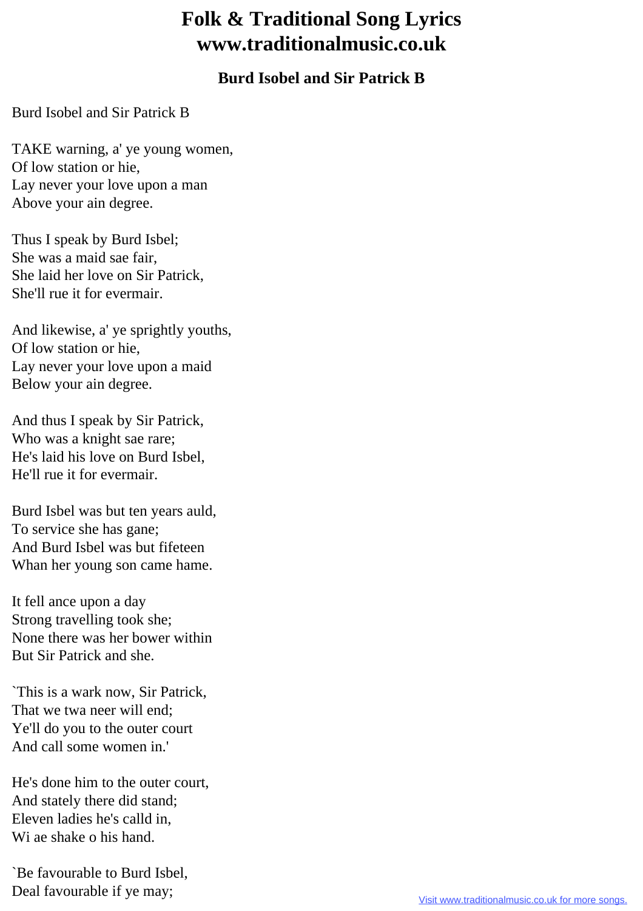# Folk & Traditional Song Lyrics
# www.traditionalmusic.co.uk

### Burd Isobel and Sir Patrick B

Burd Isobel and Sir Patrick B

TAKE warning, a' ye young women,
Of low station or hie,
Lay never your love upon a man
Above your ain degree.

Thus I speak by Burd Isbel;
She was a maid sae fair,
She laid her love on Sir Patrick,
She'll rue it for evermair.

And likewise, a' ye sprightly youths,
Of low station or hie,
Lay never your love upon a maid
Below your ain degree.

And thus I speak by Sir Patrick,
Who was a knight sae rare;
He's laid his love on Burd Isbel,
He'll rue it for evermair.

Burd Isbel was but ten years auld,
To service she has gane;
And Burd Isbel was but fifeteen
Whan her young son came hame.

It fell ance upon a day
Strong travelling took she;
None there was her bower within
But Sir Patrick and she.

`This is a wark now, Sir Patrick,
That we twa neer will end;
Ye'll do you to the outer court
And call some women in.'

He's done him to the outer court,
And stately there did stand;
Eleven ladies he's calld in,
Wi ae shake o his hand.

`Be favourable to Burd Isbel,
Deal favourable if ye may;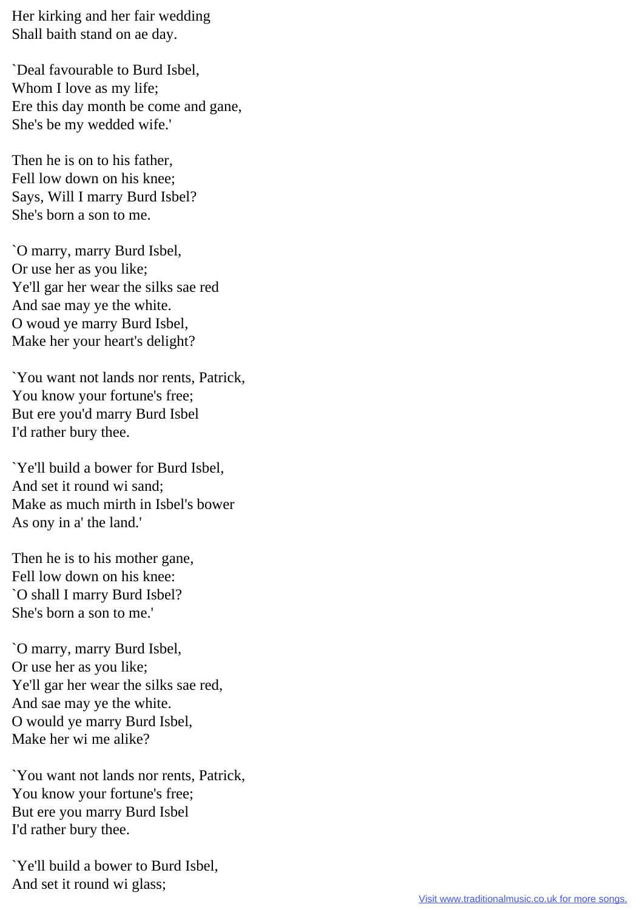Her kirking and her fair wedding
Shall baith stand on ae day.

`Deal favourable to Burd Isbel,
Whom I love as my life;
Ere this day month be come and gane,
She's be my wedded wife.'

Then he is on to his father,
Fell low down on his knee;
Says, Will I marry Burd Isbel?
She's born a son to me.

`O marry, marry Burd Isbel,
Or use her as you like;
Ye'll gar her wear the silks sae red
And sae may ye the white.
O woud ye marry Burd Isbel,
Make her your heart's delight?

`You want not lands nor rents, Patrick,
You know your fortune's free;
But ere you'd marry Burd Isbel
I'd rather bury thee.

`Ye'll build a bower for Burd Isbel,
And set it round wi sand;
Make as much mirth in Isbel's bower
As ony in a' the land.'

Then he is to his mother gane,
Fell low down on his knee:
`O shall I marry Burd Isbel?
She's born a son to me.'

`O marry, marry Burd Isbel,
Or use her as you like;
Ye'll gar her wear the silks sae red,
And sae may ye the white.
O would ye marry Burd Isbel,
Make her wi me alike?

`You want not lands nor rents, Patrick,
You know your fortune's free;
But ere you marry Burd Isbel
I'd rather bury thee.

`Ye'll build a bower to Burd Isbel,
And set it round wi glass;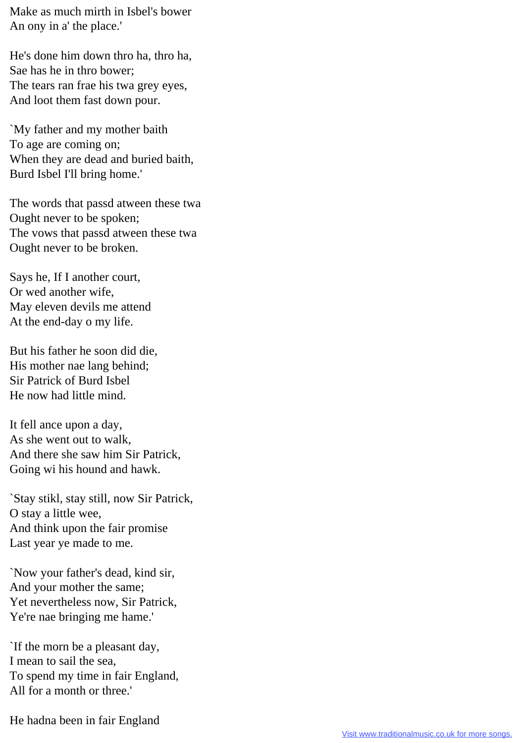Make as much mirth in Isbel's bower
An ony in a' the place.'

He's done him down thro ha, thro ha,
Sae has he in thro bower;
The tears ran frae his twa grey eyes,
And loot them fast down pour.

`My father and my mother baith
To age are coming on;
When they are dead and buried baith,
Burd Isbel I'll bring home.'

The words that passd atween these twa
Ought never to be spoken;
The vows that passd atween these twa
Ought never to be broken.

Says he, If I another court,
Or wed another wife,
May eleven devils me attend
At the end-day o my life.

But his father he soon did die,
His mother nae lang behind;
Sir Patrick of Burd Isbel
He now had little mind.

It fell ance upon a day,
As she went out to walk,
And there she saw him Sir Patrick,
Going wi his hound and hawk.

`Stay stikl, stay still, now Sir Patrick,
O stay a little wee,
And think upon the fair promise
Last year ye made to me.

`Now your father's dead, kind sir,
And your mother the same;
Yet nevertheless now, Sir Patrick,
Ye're nae bringing me hame.'

`If the morn be a pleasant day,
I mean to sail the sea,
To spend my time in fair England,
All for a month or three.'

He hadna been in fair England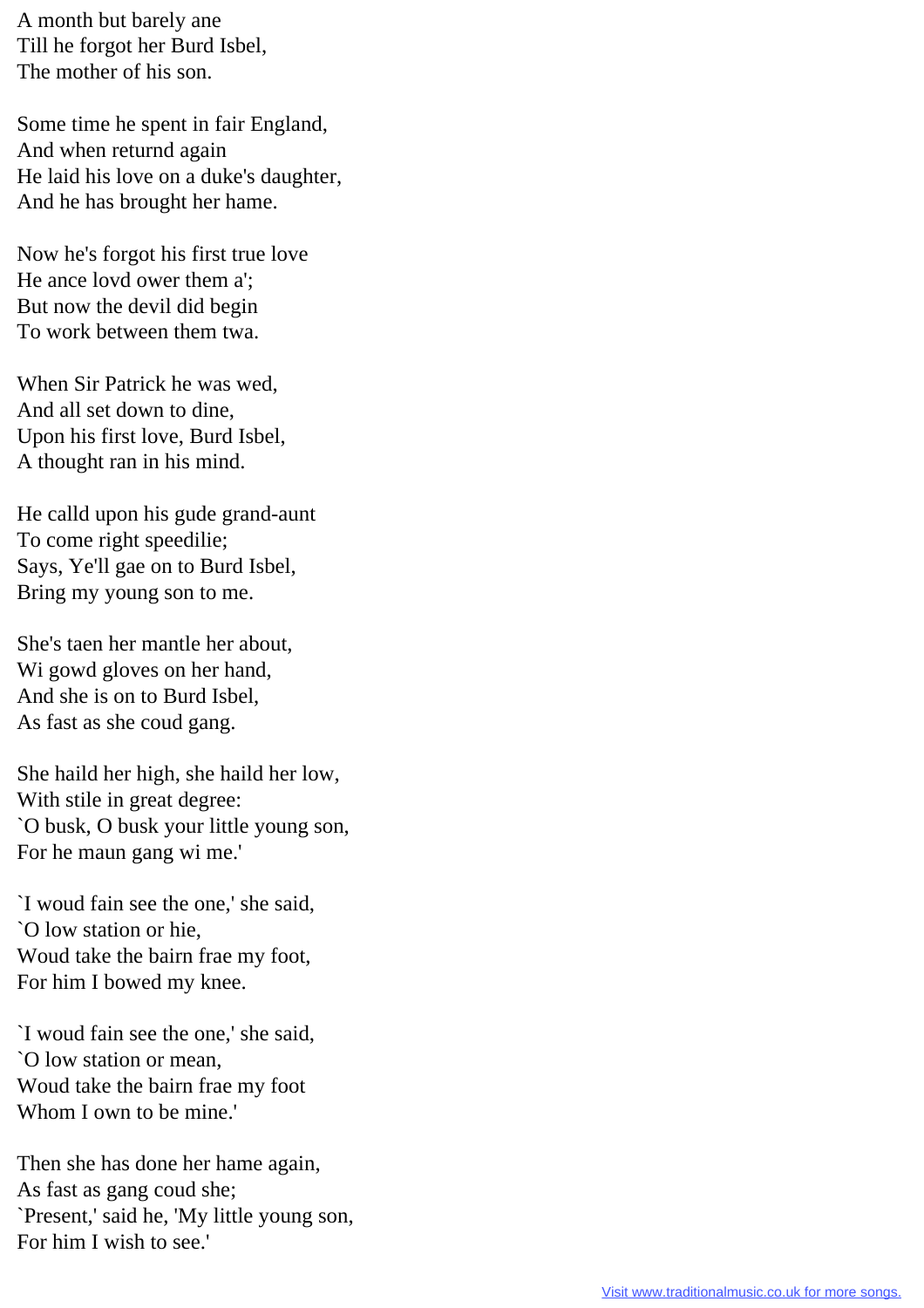A month but barely ane
Till he forgot her Burd Isbel,
The mother of his son.

Some time he spent in fair England,
And when returnd again
He laid his love on a duke's daughter,
And he has brought her hame.

Now he's forgot his first true love
He ance lovd ower them a';
But now the devil did begin
To work between them twa.

When Sir Patrick he was wed,
And all set down to dine,
Upon his first love, Burd Isbel,
A thought ran in his mind.

He calld upon his gude grand-aunt
To come right speedilie;
Says, Ye'll gae on to Burd Isbel,
Bring my young son to me.

She's taen her mantle her about,
Wi gowd gloves on her hand,
And she is on to Burd Isbel,
As fast as she coud gang.

She haild her high, she haild her low,
With stile in great degree:
`O busk, O busk your little young son,
For he maun gang wi me.'

`I woud fain see the one,' she said,
`O low station or hie,
Woud take the bairn frae my foot,
For him I bowed my knee.

`I woud fain see the one,' she said,
`O low station or mean,
Woud take the bairn frae my foot
Whom I own to be mine.'

Then she has done her hame again,
As fast as gang coud she;
`Present,' said he, 'My little young son,
For him I wish to see.'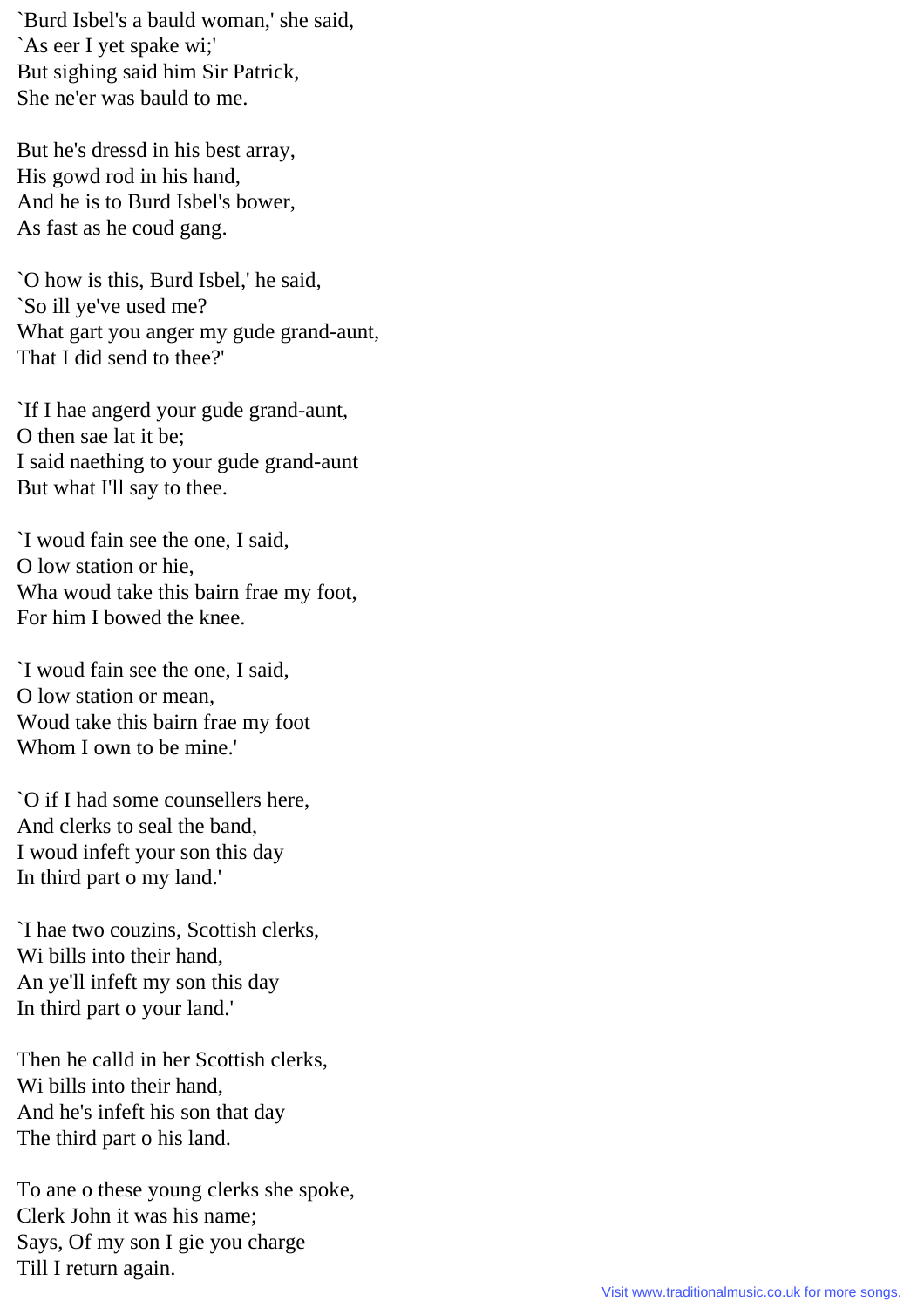`Burd Isbel's a bauld woman,' she said,
`As eer I yet spake wi;'
But sighing said him Sir Patrick,
She ne'er was bauld to me.

But he's dressd in his best array,
His gowd rod in his hand,
And he is to Burd Isbel's bower,
As fast as he coud gang.

`O how is this, Burd Isbel,' he said,
`So ill ye've used me?
What gart you anger my gude grand-aunt,
That I did send to thee?'

`If I hae angerd your gude grand-aunt,
O then sae lat it be;
I said naething to your gude grand-aunt
But what I'll say to thee.

`I woud fain see the one, I said,
O low station or hie,
Wha woud take this bairn frae my foot,
For him I bowed the knee.

`I woud fain see the one, I said,
O low station or mean,
Woud take this bairn frae my foot
Whom I own to be mine.'

`O if I had some counsellers here,
And clerks to seal the band,
I woud infeft your son this day
In third part o my land.'

`I hae two couzins, Scottish clerks,
Wi bills into their hand,
An ye'll infeft my son this day
In third part o your land.'

Then he calld in her Scottish clerks,
Wi bills into their hand,
And he's infeft his son that day
The third part o his land.

To ane o these young clerks she spoke,
Clerk John it was his name;
Says, Of my son I gie you charge
Till I return again.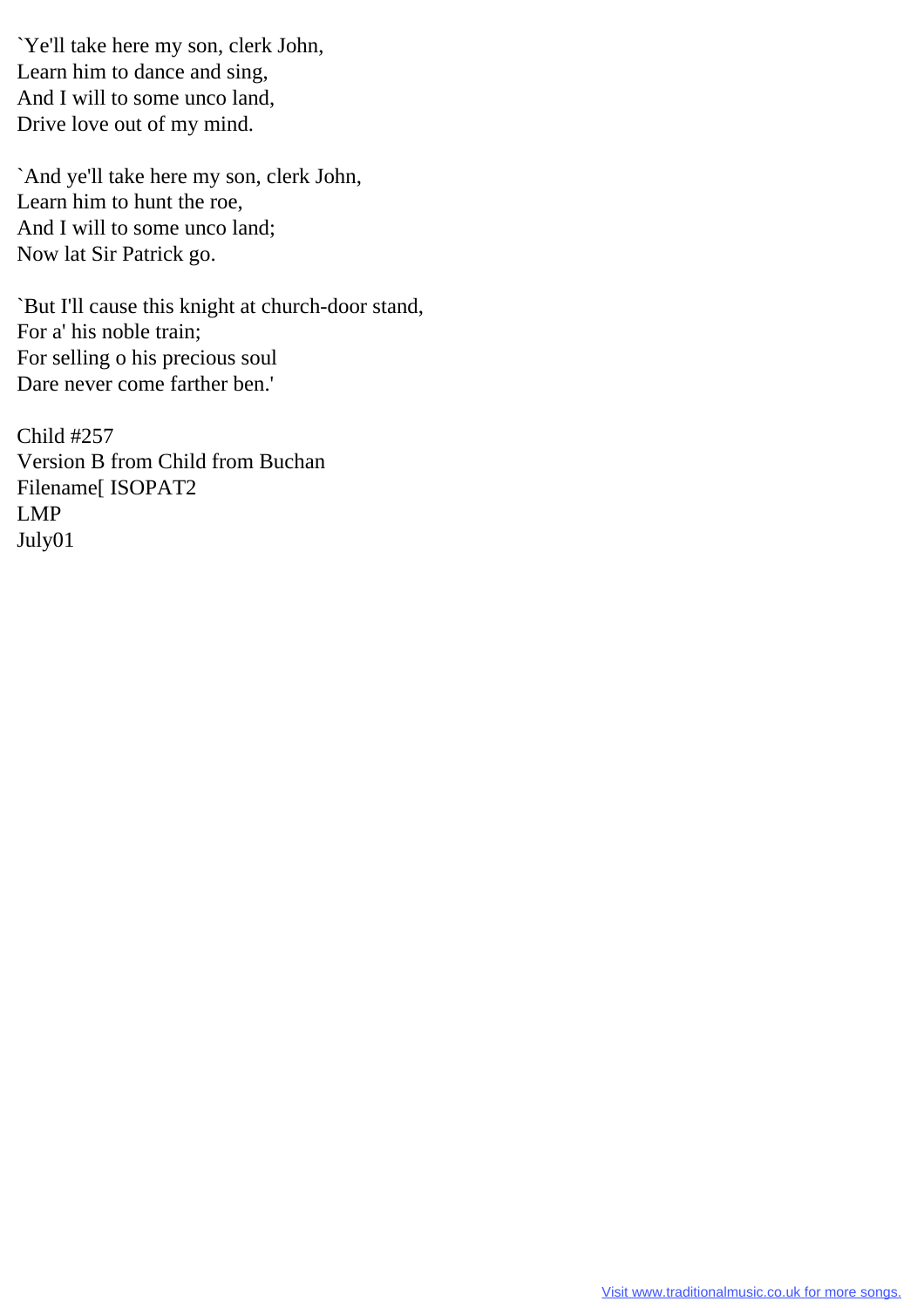`Ye'll take here my son, clerk John,  
Learn him to dance and sing,  
And I will to some unco land,  
Drive love out of my mind.

`And ye'll take here my son, clerk John,  
Learn him to hunt the roe,  
And I will to some unco land;  
Now lat Sir Patrick go.

`But I'll cause this knight at church-door stand,  
For a' his noble train;  
For selling o his precious soul  
Dare never come farther ben.'

Child #257  
Version B from Child from Buchan  
Filename[ ISOPAT2  
LMP  
July01